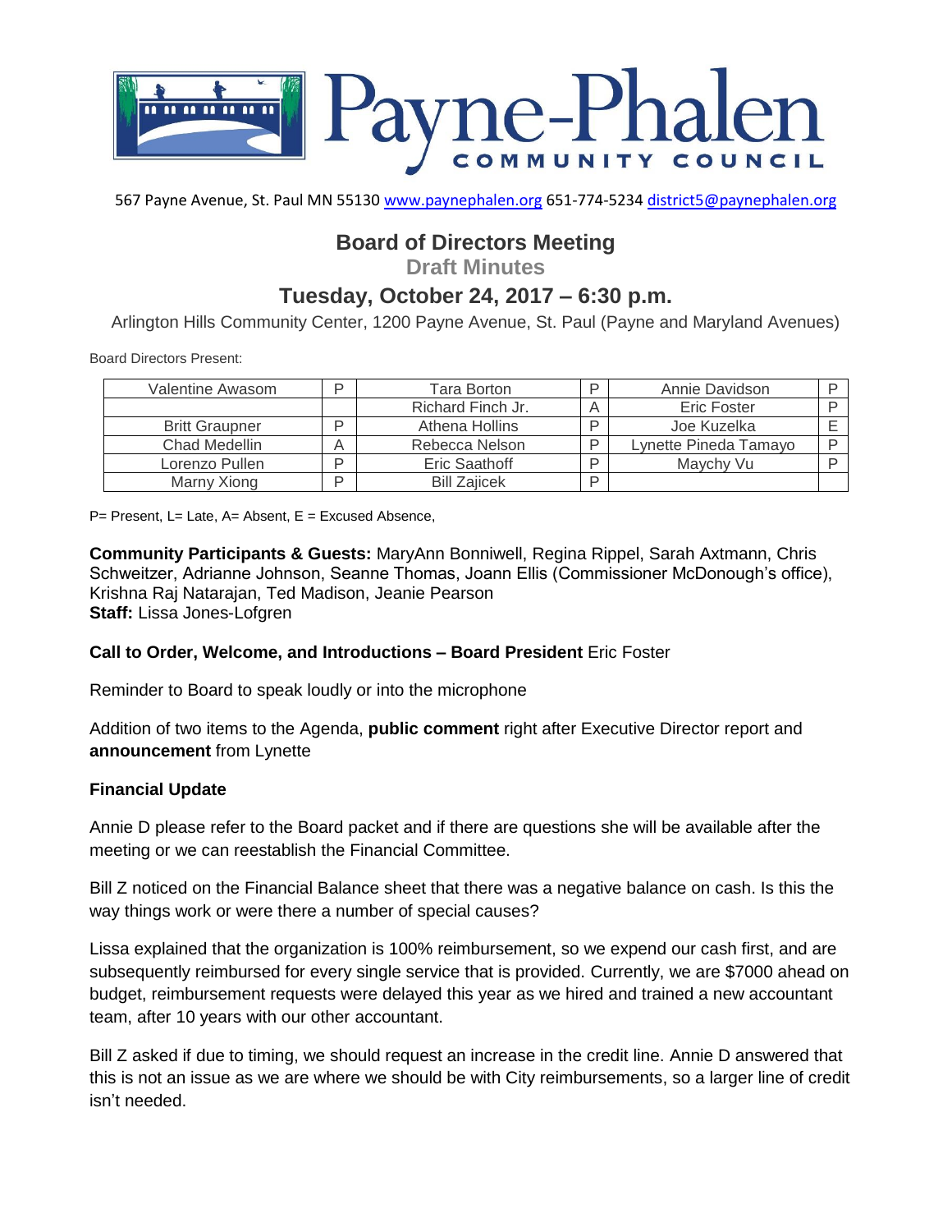# Payne-Phalen COMMUNITY COUNCIL

567 Payne Avenue, St. Paul MN 55130 www.paynephalen.org 651-774-5234 district5@paynephalen.org

## Board of Directors Meeting

### Draft Minutes

## Tuesday, October 24, 2017 – 6:30 p.m.

Arlington Hills Community Center, 1200 Payne Avenue, St. Paul (Payne and Maryland Avenues)

Board Directors Present:

| | | | | | |
|---|---|---|---|---|---|
| Valentine Awasom | P | Tara Borton | P | Annie Davidson | P |
| | | Richard Finch Jr. | A | Eric Foster | P |
| Britt Graupner | P | Athena Hollins | P | Joe Kuzelka | E |
| Chad Medellin | A | Rebecca Nelson | P | Lynette Pineda Tamayo | P |
| Lorenzo Pullen | P | Eric Saathoff | P | Maychy Vu | P |
| Marny Xiong | P | Bill Zajicek | P | | |

P= Present, L= Late, A= Absent, E = Excused Absence,

**Community Participants & Guests:** MaryAnn Bonniwell, Regina Rippel, Sarah Axtmann, Chris Schweitzer, Adrianne Johnson, Seanne Thomas, Joann Ellis (Commissioner McDonough's office), Krishna Raj Natarajan, Ted Madison, Jeanie Pearson
**Staff:** Lissa Jones-Lofgren

**Call to Order, Welcome, and Introductions – Board President** Eric Foster

Reminder to Board to speak loudly or into the microphone

Addition of two items to the Agenda, **public comment** right after Executive Director report and **announcement** from Lynette

**Financial Update**

Annie D please refer to the Board packet and if there are questions she will be available after the meeting or we can reestablish the Financial Committee.

Bill Z noticed on the Financial Balance sheet that there was a negative balance on cash. Is this the way things work or were there a number of special causes?

Lissa explained that the organization is 100% reimbursement, so we expend our cash first, and are subsequently reimbursed for every single service that is provided. Currently, we are $7000 ahead on budget, reimbursement requests were delayed this year as we hired and trained a new accountant team, after 10 years with our other accountant.

Bill Z asked if due to timing, we should request an increase in the credit line. Annie D answered that this is not an issue as we are where we should be with City reimbursements, so a larger line of credit isn't needed.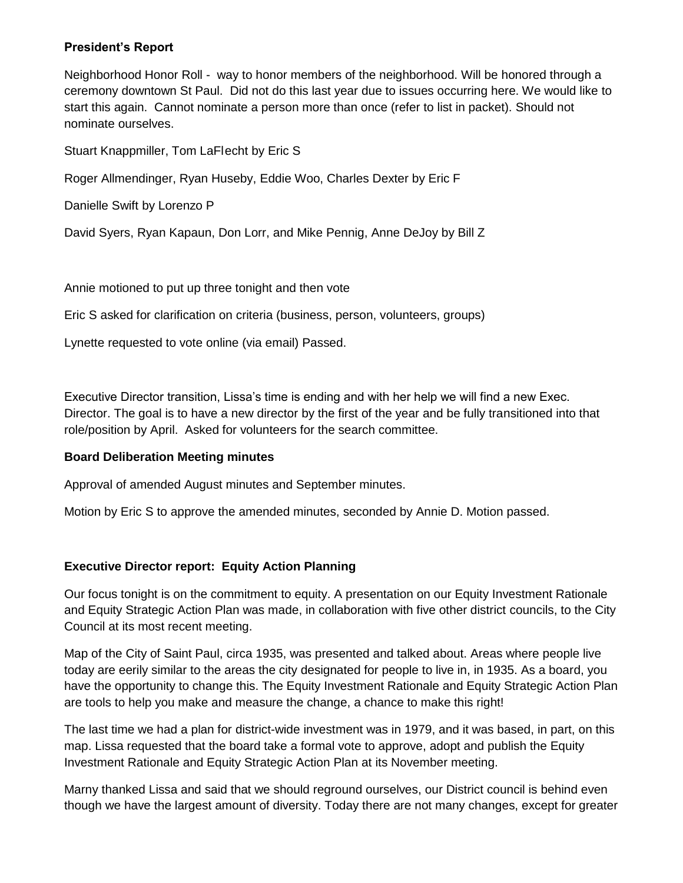**President's Report**

Neighborhood Honor Roll - way to honor members of the neighborhood. Will be honored through a ceremony downtown St Paul. Did not do this last year due to issues occurring here. We would like to start this again. Cannot nominate a person more than once (refer to list in packet). Should not nominate ourselves.

Stuart Knappmiller, Tom LaFlecht by Eric S

Roger Allmendinger, Ryan Huseby, Eddie Woo, Charles Dexter by Eric F

Danielle Swift by Lorenzo P

David Syers, Ryan Kapaun, Don Lorr, and Mike Pennig, Anne DeJoy by Bill Z

Annie motioned to put up three tonight and then vote

Eric S asked for clarification on criteria (business, person, volunteers, groups)

Lynette requested to vote online (via email) Passed.

Executive Director transition, Lissa's time is ending and with her help we will find a new Exec. Director. The goal is to have a new director by the first of the year and be fully transitioned into that role/position by April. Asked for volunteers for the search committee.

**Board Deliberation Meeting minutes**

Approval of amended August minutes and September minutes.

Motion by Eric S to approve the amended minutes, seconded by Annie D. Motion passed.

**Executive Director report: Equity Action Planning**

Our focus tonight is on the commitment to equity. A presentation on our Equity Investment Rationale and Equity Strategic Action Plan was made, in collaboration with five other district councils, to the City Council at its most recent meeting.

Map of the City of Saint Paul, circa 1935, was presented and talked about. Areas where people live today are eerily similar to the areas the city designated for people to live in, in 1935. As a board, you have the opportunity to change this. The Equity Investment Rationale and Equity Strategic Action Plan are tools to help you make and measure the change, a chance to make this right!

The last time we had a plan for district-wide investment was in 1979, and it was based, in part, on this map. Lissa requested that the board take a formal vote to approve, adopt and publish the Equity Investment Rationale and Equity Strategic Action Plan at its November meeting.

Marny thanked Lissa and said that we should reground ourselves, our District council is behind even though we have the largest amount of diversity. Today there are not many changes, except for greater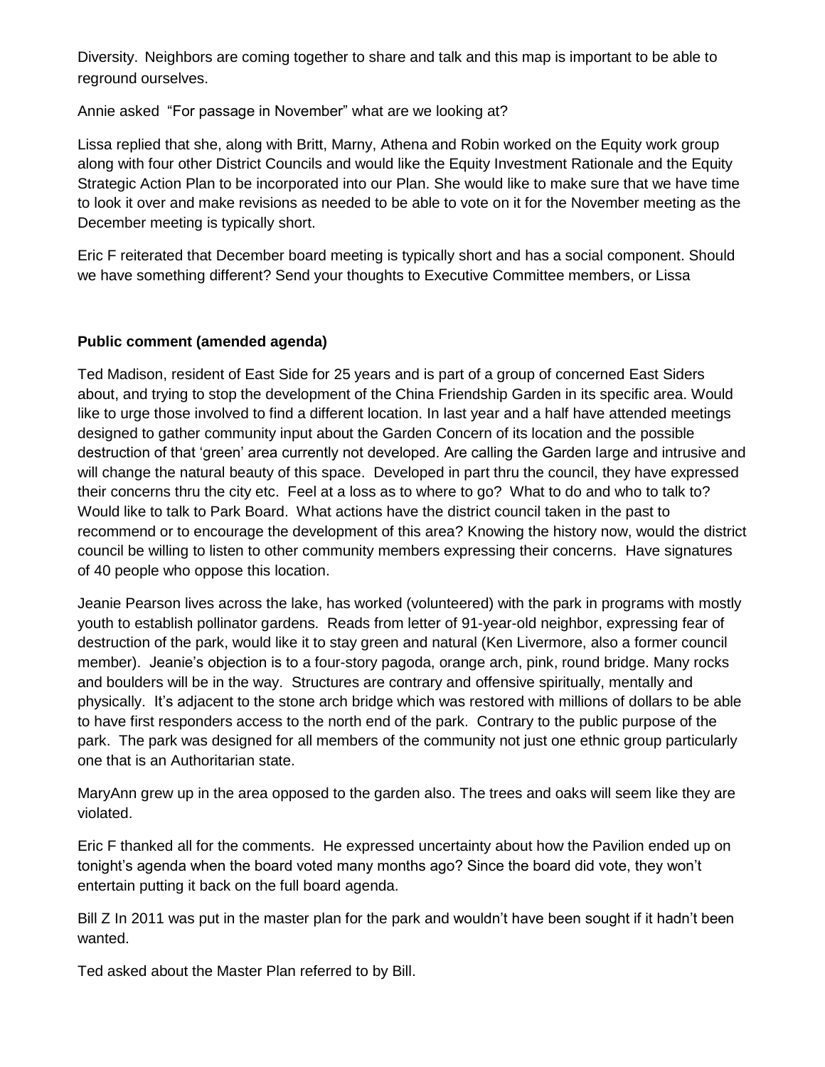Diversity. Neighbors are coming together to share and talk and this map is important to be able to reground ourselves.

Annie asked "For passage in November" what are we looking at?

Lissa replied that she, along with Britt, Marny, Athena and Robin worked on the Equity work group along with four other District Councils and would like the Equity Investment Rationale and the Equity Strategic Action Plan to be incorporated into our Plan. She would like to make sure that we have time to look it over and make revisions as needed to be able to vote on it for the November meeting as the December meeting is typically short.

Eric F reiterated that December board meeting is typically short and has a social component. Should we have something different? Send your thoughts to Executive Committee members, or Lissa

**Public comment (amended agenda)**

Ted Madison, resident of East Side for 25 years and is part of a group of concerned East Siders about, and trying to stop the development of the China Friendship Garden in its specific area. Would like to urge those involved to find a different location. In last year and a half have attended meetings designed to gather community input about the Garden Concern of its location and the possible destruction of that 'green' area currently not developed. Are calling the Garden large and intrusive and will change the natural beauty of this space. Developed in part thru the council, they have expressed their concerns thru the city etc. Feel at a loss as to where to go? What to do and who to talk to? Would like to talk to Park Board. What actions have the district council taken in the past to recommend or to encourage the development of this area? Knowing the history now, would the district council be willing to listen to other community members expressing their concerns. Have signatures of 40 people who oppose this location.

Jeanie Pearson lives across the lake, has worked (volunteered) with the park in programs with mostly youth to establish pollinator gardens. Reads from letter of 91-year-old neighbor, expressing fear of destruction of the park, would like it to stay green and natural (Ken Livermore, also a former council member). Jeanie's objection is to a four-story pagoda, orange arch, pink, round bridge. Many rocks and boulders will be in the way. Structures are contrary and offensive spiritually, mentally and physically. It's adjacent to the stone arch bridge which was restored with millions of dollars to be able to have first responders access to the north end of the park. Contrary to the public purpose of the park. The park was designed for all members of the community not just one ethnic group particularly one that is an Authoritarian state.

MaryAnn grew up in the area opposed to the garden also. The trees and oaks will seem like they are violated.

Eric F thanked all for the comments. He expressed uncertainty about how the Pavilion ended up on tonight's agenda when the board voted many months ago? Since the board did vote, they won't entertain putting it back on the full board agenda.

Bill Z In 2011 was put in the master plan for the park and wouldn't have been sought if it hadn't been wanted.

Ted asked about the Master Plan referred to by Bill.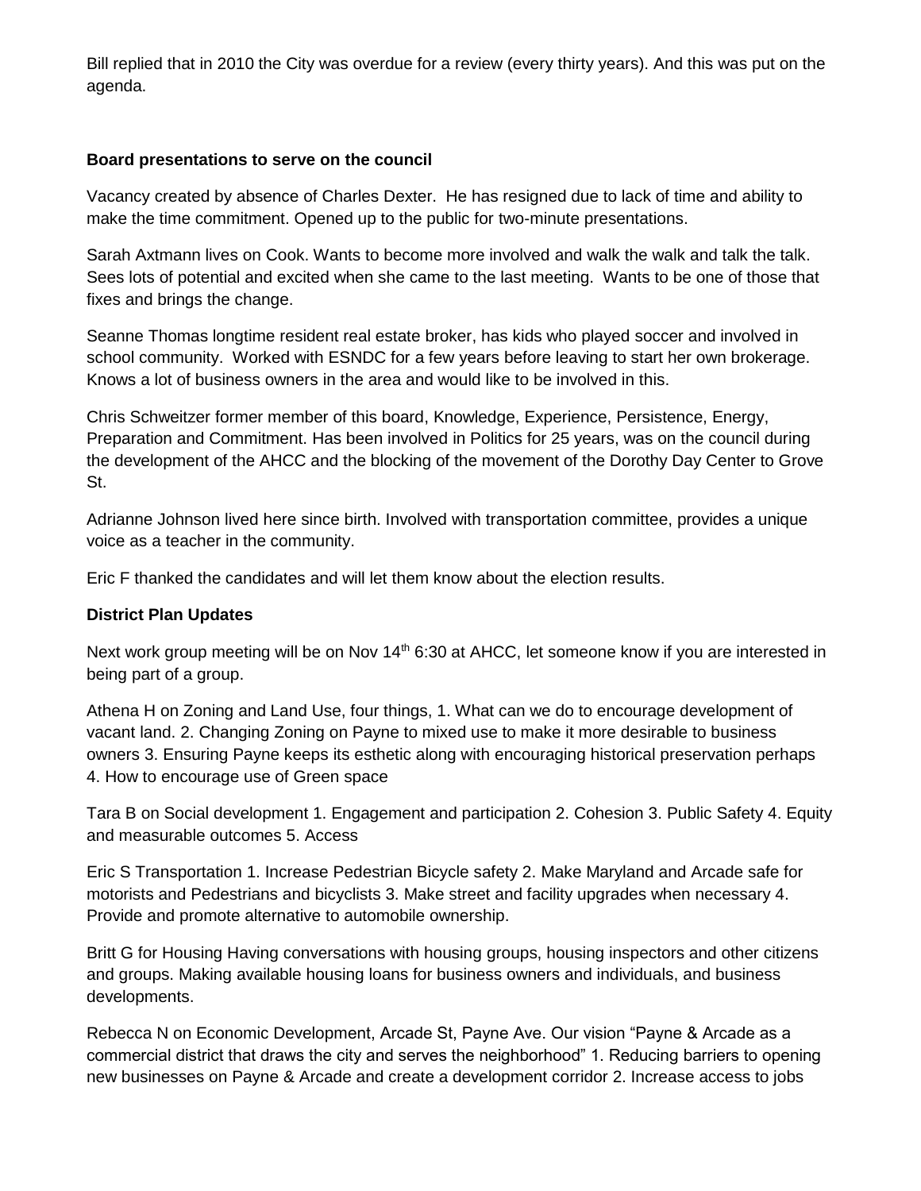Bill replied that in 2010 the City was overdue for a review (every thirty years). And this was put on the agenda.

**Board presentations to serve on the council**

Vacancy created by absence of Charles Dexter. He has resigned due to lack of time and ability to make the time commitment. Opened up to the public for two-minute presentations.

Sarah Axtmann lives on Cook. Wants to become more involved and walk the walk and talk the talk. Sees lots of potential and excited when she came to the last meeting. Wants to be one of those that fixes and brings the change.

Seanne Thomas longtime resident real estate broker, has kids who played soccer and involved in school community. Worked with ESNDC for a few years before leaving to start her own brokerage. Knows a lot of business owners in the area and would like to be involved in this.

Chris Schweitzer former member of this board, Knowledge, Experience, Persistence, Energy, Preparation and Commitment. Has been involved in Politics for 25 years, was on the council during the development of the AHCC and the blocking of the movement of the Dorothy Day Center to Grove St.

Adrianne Johnson lived here since birth. Involved with transportation committee, provides a unique voice as a teacher in the community.

Eric F thanked the candidates and will let them know about the election results.

**District Plan Updates**

Next work group meeting will be on Nov 14th 6:30 at AHCC, let someone know if you are interested in being part of a group.

Athena H on Zoning and Land Use, four things, 1. What can we do to encourage development of vacant land. 2. Changing Zoning on Payne to mixed use to make it more desirable to business owners 3. Ensuring Payne keeps its esthetic along with encouraging historical preservation perhaps 4. How to encourage use of Green space

Tara B on Social development 1. Engagement and participation 2. Cohesion 3. Public Safety 4. Equity and measurable outcomes 5. Access

Eric S Transportation 1. Increase Pedestrian Bicycle safety 2. Make Maryland and Arcade safe for motorists and Pedestrians and bicyclists 3. Make street and facility upgrades when necessary 4. Provide and promote alternative to automobile ownership.

Britt G for Housing Having conversations with housing groups, housing inspectors and other citizens and groups. Making available housing loans for business owners and individuals, and business developments.

Rebecca N on Economic Development, Arcade St, Payne Ave. Our vision "Payne & Arcade as a commercial district that draws the city and serves the neighborhood" 1. Reducing barriers to opening new businesses on Payne & Arcade and create a development corridor 2. Increase access to jobs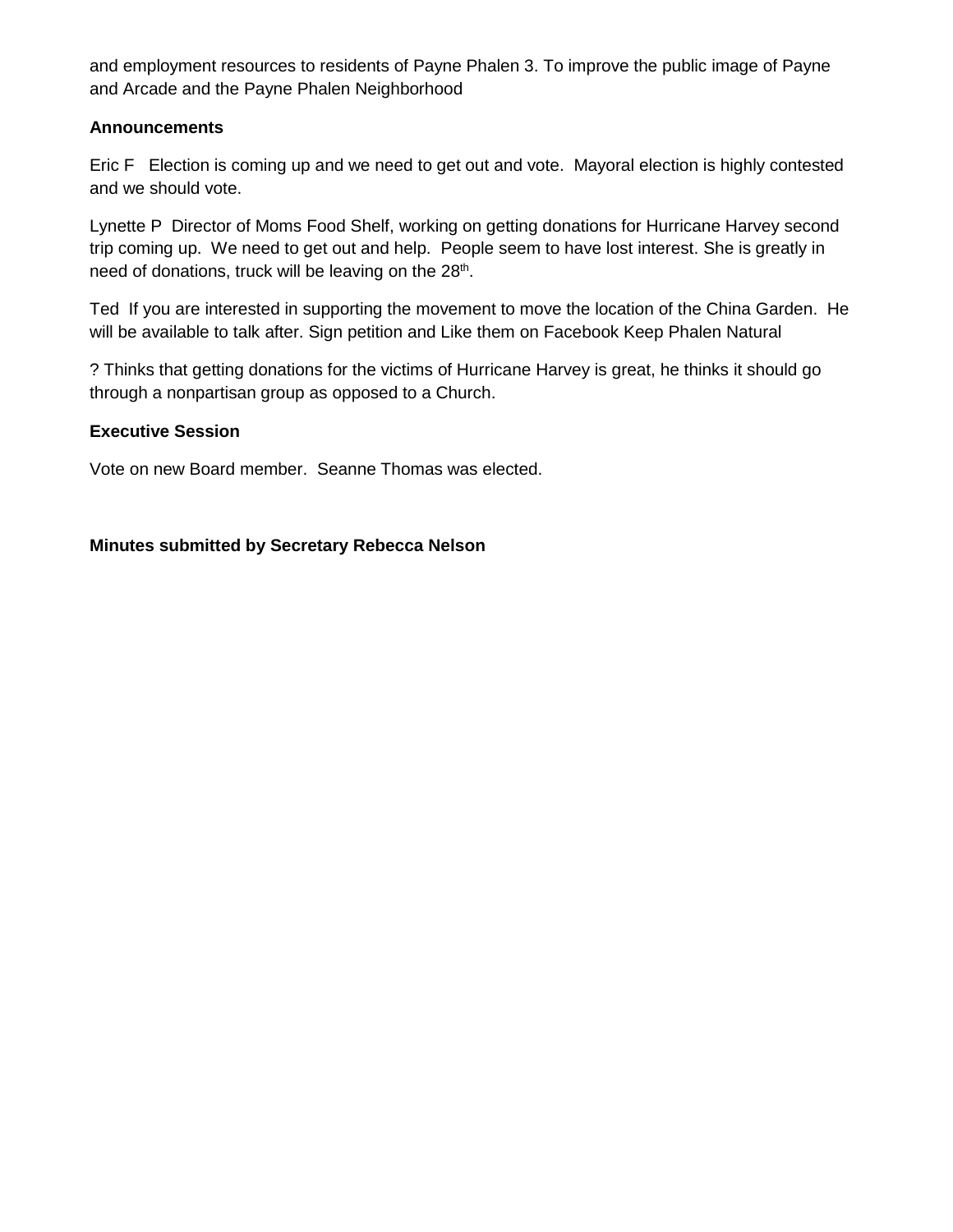and employment resources to residents of Payne Phalen 3. To improve the public image of Payne and Arcade and the Payne Phalen Neighborhood

**Announcements**

Eric F   Election is coming up and we need to get out and vote.  Mayoral election is highly contested and we should vote.

Lynette P  Director of Moms Food Shelf, working on getting donations for Hurricane Harvey second trip coming up.  We need to get out and help.  People seem to have lost interest. She is greatly in need of donations, truck will be leaving on the 28th.

Ted  If you are interested in supporting the movement to move the location of the China Garden.  He will be available to talk after. Sign petition and Like them on Facebook Keep Phalen Natural

? Thinks that getting donations for the victims of Hurricane Harvey is great, he thinks it should go through a nonpartisan group as opposed to a Church.

**Executive Session**

Vote on new Board member.  Seanne Thomas was elected.

**Minutes submitted by Secretary Rebecca Nelson**